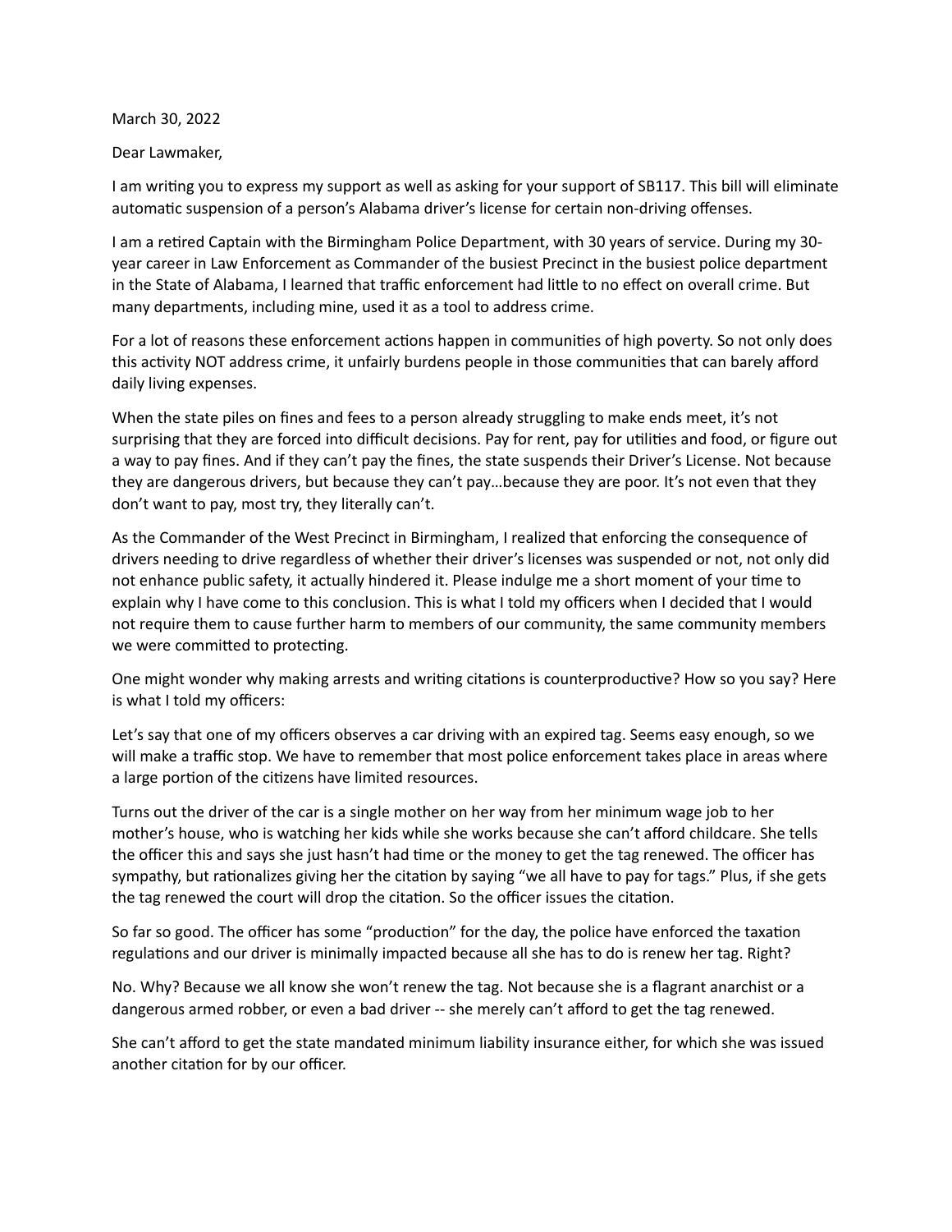March 30, 2022

Dear Lawmaker,

I am writing you to express my support as well as asking for your support of SB117. This bill will eliminate automatic suspension of a person's Alabama driver's license for certain non-driving offenses.

I am a retired Captain with the Birmingham Police Department, with 30 years of service. During my 30-year career in Law Enforcement as Commander of the busiest Precinct in the busiest police department in the State of Alabama, I learned that traffic enforcement had little to no effect on overall crime. But many departments, including mine, used it as a tool to address crime.

For a lot of reasons these enforcement actions happen in communities of high poverty. So not only does this activity NOT address crime, it unfairly burdens people in those communities that can barely afford daily living expenses.

When the state piles on fines and fees to a person already struggling to make ends meet, it's not surprising that they are forced into difficult decisions. Pay for rent, pay for utilities and food, or figure out a way to pay fines. And if they can't pay the fines, the state suspends their Driver's License. Not because they are dangerous drivers, but because they can't pay…because they are poor. It's not even that they don't want to pay, most try, they literally can't.

As the Commander of the West Precinct in Birmingham, I realized that enforcing the consequence of drivers needing to drive regardless of whether their driver's licenses was suspended or not, not only did not enhance public safety, it actually hindered it. Please indulge me a short moment of your time to explain why I have come to this conclusion. This is what I told my officers when I decided that I would not require them to cause further harm to members of our community, the same community members we were committed to protecting.

One might wonder why making arrests and writing citations is counterproductive? How so you say? Here is what I told my officers:

Let's say that one of my officers observes a car driving with an expired tag. Seems easy enough, so we will make a traffic stop. We have to remember that most police enforcement takes place in areas where a large portion of the citizens have limited resources.

Turns out the driver of the car is a single mother on her way from her minimum wage job to her mother's house, who is watching her kids while she works because she can't afford childcare. She tells the officer this and says she just hasn't had time or the money to get the tag renewed. The officer has sympathy, but rationalizes giving her the citation by saying "we all have to pay for tags." Plus, if she gets the tag renewed the court will drop the citation. So the officer issues the citation.

So far so good. The officer has some "production" for the day, the police have enforced the taxation regulations and our driver is minimally impacted because all she has to do is renew her tag. Right?

No. Why? Because we all know she won't renew the tag. Not because she is a flagrant anarchist or a dangerous armed robber, or even a bad driver -- she merely can't afford to get the tag renewed.

She can't afford to get the state mandated minimum liability insurance either, for which she was issued another citation for by our officer.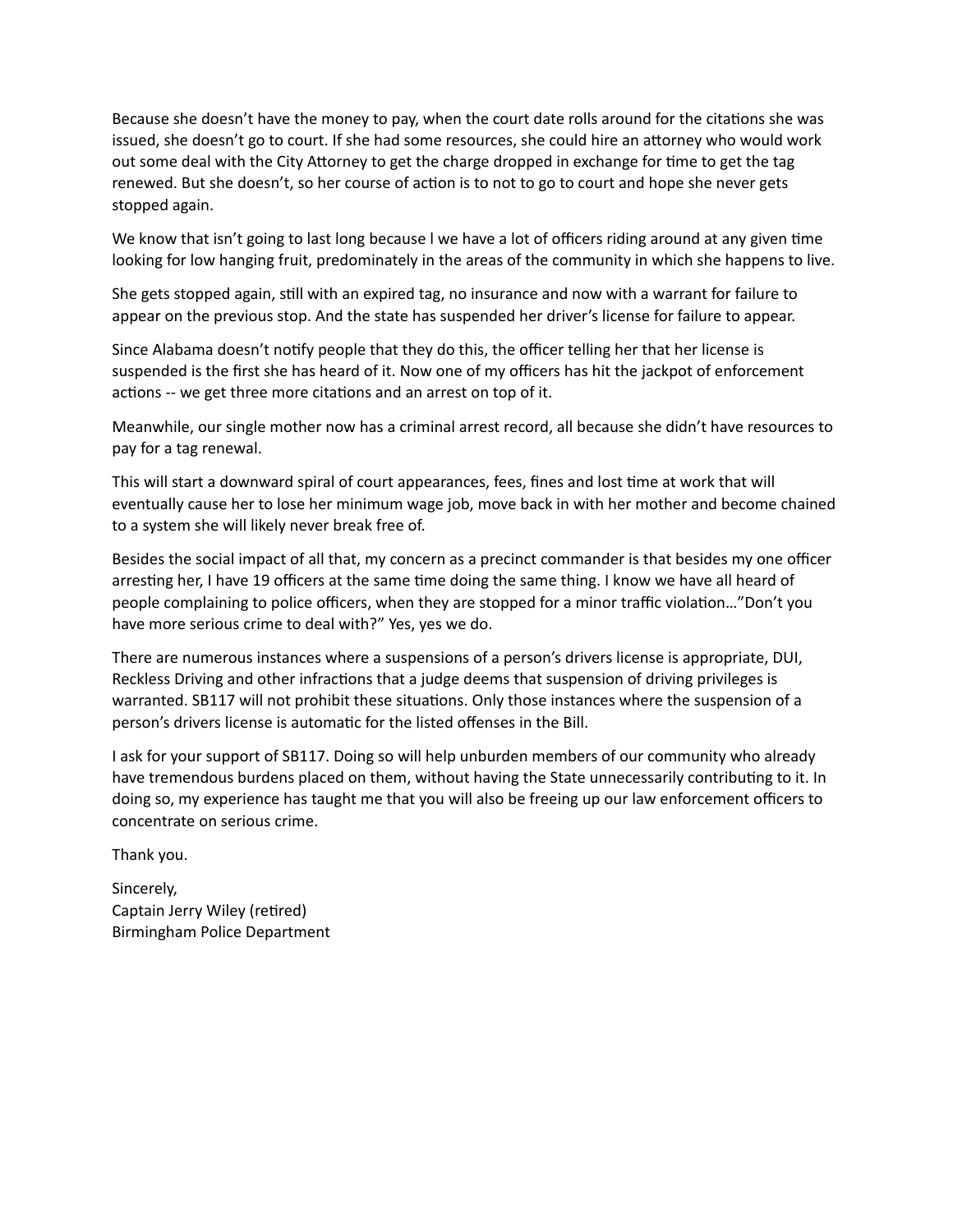Because she doesn't have the money to pay, when the court date rolls around for the citations she was issued, she doesn't go to court. If she had some resources, she could hire an attorney who would work out some deal with the City Attorney to get the charge dropped in exchange for time to get the tag renewed. But she doesn't, so her course of action is to not to go to court and hope she never gets stopped again.

We know that isn't going to last long because l we have a lot of officers riding around at any given time looking for low hanging fruit, predominately in the areas of the community in which she happens to live.

She gets stopped again, still with an expired tag, no insurance and now with a warrant for failure to appear on the previous stop. And the state has suspended her driver's license for failure to appear.

Since Alabama doesn't notify people that they do this, the officer telling her that her license is suspended is the first she has heard of it. Now one of my officers has hit the jackpot of enforcement actions -- we get three more citations and an arrest on top of it.

Meanwhile, our single mother now has a criminal arrest record, all because she didn't have resources to pay for a tag renewal.

This will start a downward spiral of court appearances, fees, fines and lost time at work that will eventually cause her to lose her minimum wage job, move back in with her mother and become chained to a system she will likely never break free of.

Besides the social impact of all that, my concern as a precinct commander is that besides my one officer arresting her, I have 19 officers at the same time doing the same thing. I know we have all heard of people complaining to police officers, when they are stopped for a minor traffic violation…"Don't you have more serious crime to deal with?" Yes, yes we do.

There are numerous instances where a suspensions of a person's drivers license is appropriate, DUI, Reckless Driving and other infractions that a judge deems that suspension of driving privileges is warranted. SB117 will not prohibit these situations. Only those instances where the suspension of a person's drivers license is automatic for the listed offenses in the Bill.

I ask for your support of SB117. Doing so will help unburden members of our community who already have tremendous burdens placed on them, without having the State unnecessarily contributing to it. In doing so, my experience has taught me that you will also be freeing up our law enforcement officers to concentrate on serious crime.

Thank you.

Sincerely,
Captain Jerry Wiley (retired)
Birmingham Police Department